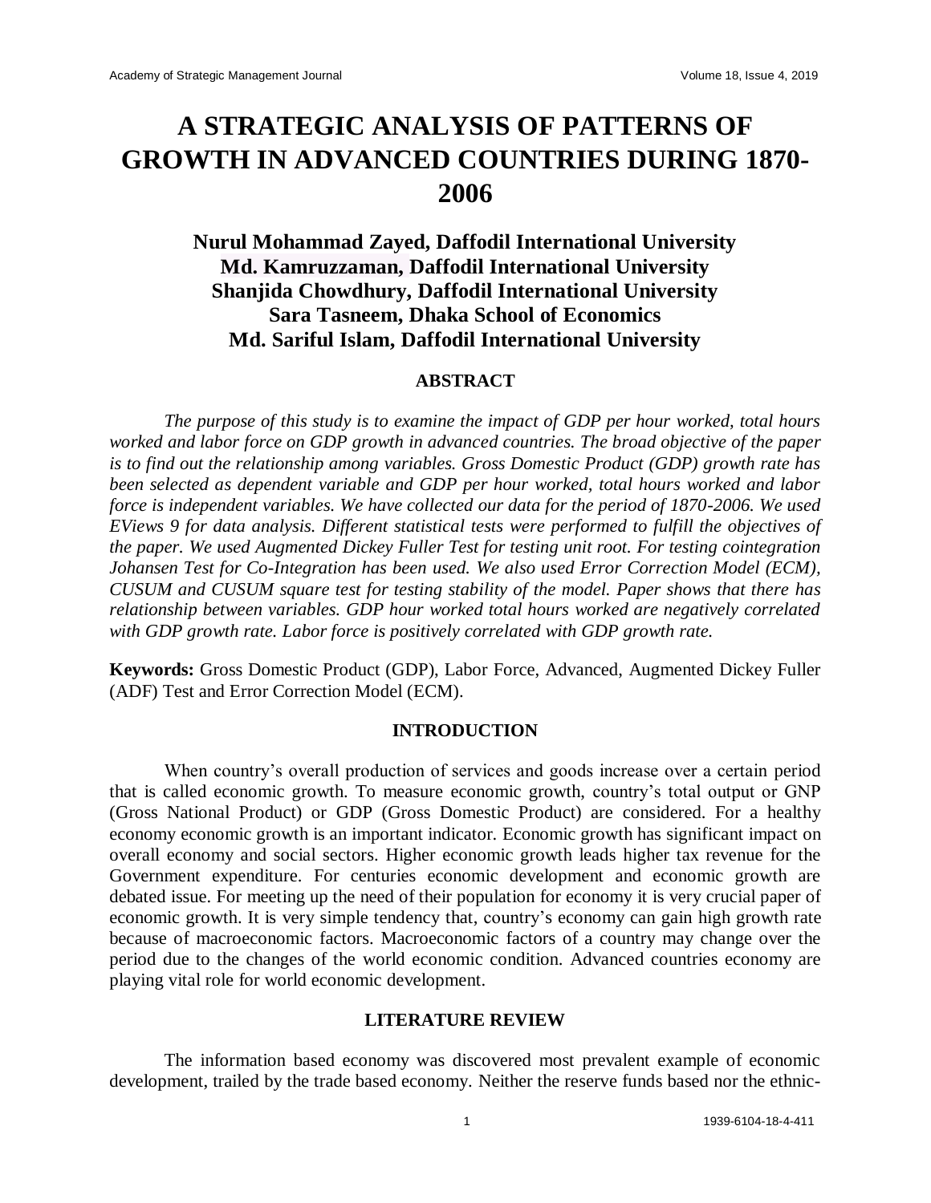# A STRATEGIC ANALYSIS OF PATTERNS OF GROWTH IN ADVANCED COUNTRIES DURING 1870-2006

**Nurul Mohammad Zayed, Daffodil International University**
**Md. Kamruzzaman, Daffodil International University**
**Shanjida Chowdhury, Daffodil International University**
**Sara Tasneem, Dhaka School of Economics**
**Md. Sariful Islam, Daffodil International University**

## ABSTRACT

*The purpose of this study is to examine the impact of GDP per hour worked, total hours worked and labor force on GDP growth in advanced countries. The broad objective of the paper is to find out the relationship among variables. Gross Domestic Product (GDP) growth rate has been selected as dependent variable and GDP per hour worked, total hours worked and labor force is independent variables. We have collected our data for the period of 1870-2006. We used EViews 9 for data analysis. Different statistical tests were performed to fulfill the objectives of the paper. We used Augmented Dickey Fuller Test for testing unit root. For testing cointegration Johansen Test for Co-Integration has been used. We also used Error Correction Model (ECM), CUSUM and CUSUM square test for testing stability of the model. Paper shows that there has relationship between variables. GDP hour worked total hours worked are negatively correlated with GDP growth rate. Labor force is positively correlated with GDP growth rate.*

**Keywords:** Gross Domestic Product (GDP), Labor Force, Advanced, Augmented Dickey Fuller (ADF) Test and Error Correction Model (ECM).

## INTRODUCTION

When country's overall production of services and goods increase over a certain period that is called economic growth. To measure economic growth, country's total output or GNP (Gross National Product) or GDP (Gross Domestic Product) are considered. For a healthy economy economic growth is an important indicator. Economic growth has significant impact on overall economy and social sectors. Higher economic growth leads higher tax revenue for the Government expenditure. For centuries economic development and economic growth are debated issue. For meeting up the need of their population for economy it is very crucial paper of economic growth. It is very simple tendency that, country's economy can gain high growth rate because of macroeconomic factors. Macroeconomic factors of a country may change over the period due to the changes of the world economic condition. Advanced countries economy are playing vital role for world economic development.

## LITERATURE REVIEW

The information based economy was discovered most prevalent example of economic development, trailed by the trade based economy. Neither the reserve funds based nor the ethnic-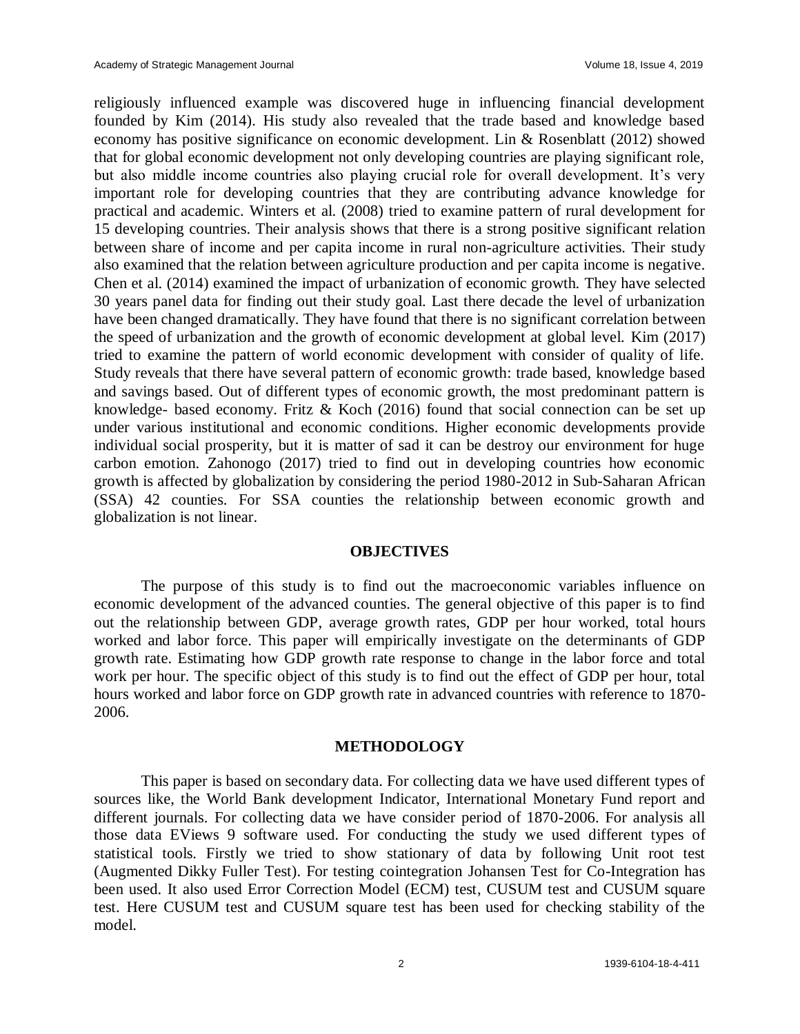religiously influenced example was discovered huge in influencing financial development founded by Kim (2014). His study also revealed that the trade based and knowledge based economy has positive significance on economic development. Lin & Rosenblatt (2012) showed that for global economic development not only developing countries are playing significant role, but also middle income countries also playing crucial role for overall development. It's very important role for developing countries that they are contributing advance knowledge for practical and academic. Winters et al. (2008) tried to examine pattern of rural development for 15 developing countries. Their analysis shows that there is a strong positive significant relation between share of income and per capita income in rural non-agriculture activities. Their study also examined that the relation between agriculture production and per capita income is negative. Chen et al. (2014) examined the impact of urbanization of economic growth. They have selected 30 years panel data for finding out their study goal. Last there decade the level of urbanization have been changed dramatically. They have found that there is no significant correlation between the speed of urbanization and the growth of economic development at global level. Kim (2017) tried to examine the pattern of world economic development with consider of quality of life. Study reveals that there have several pattern of economic growth: trade based, knowledge based and savings based. Out of different types of economic growth, the most predominant pattern is knowledge- based economy. Fritz & Koch (2016) found that social connection can be set up under various institutional and economic conditions. Higher economic developments provide individual social prosperity, but it is matter of sad it can be destroy our environment for huge carbon emotion. Zahonogo (2017) tried to find out in developing countries how economic growth is affected by globalization by considering the period 1980-2012 in Sub-Saharan African (SSA) 42 counties. For SSA counties the relationship between economic growth and globalization is not linear.

## OBJECTIVES

The purpose of this study is to find out the macroeconomic variables influence on economic development of the advanced counties. The general objective of this paper is to find out the relationship between GDP, average growth rates, GDP per hour worked, total hours worked and labor force. This paper will empirically investigate on the determinants of GDP growth rate. Estimating how GDP growth rate response to change in the labor force and total work per hour. The specific object of this study is to find out the effect of GDP per hour, total hours worked and labor force on GDP growth rate in advanced countries with reference to 1870-2006.

## METHODOLOGY

This paper is based on secondary data. For collecting data we have used different types of sources like, the World Bank development Indicator, International Monetary Fund report and different journals. For collecting data we have consider period of 1870-2006. For analysis all those data EViews 9 software used. For conducting the study we used different types of statistical tools. Firstly we tried to show stationary of data by following Unit root test (Augmented Dikky Fuller Test). For testing cointegration Johansen Test for Co-Integration has been used. It also used Error Correction Model (ECM) test, CUSUM test and CUSUM square test. Here CUSUM test and CUSUM square test has been used for checking stability of the model.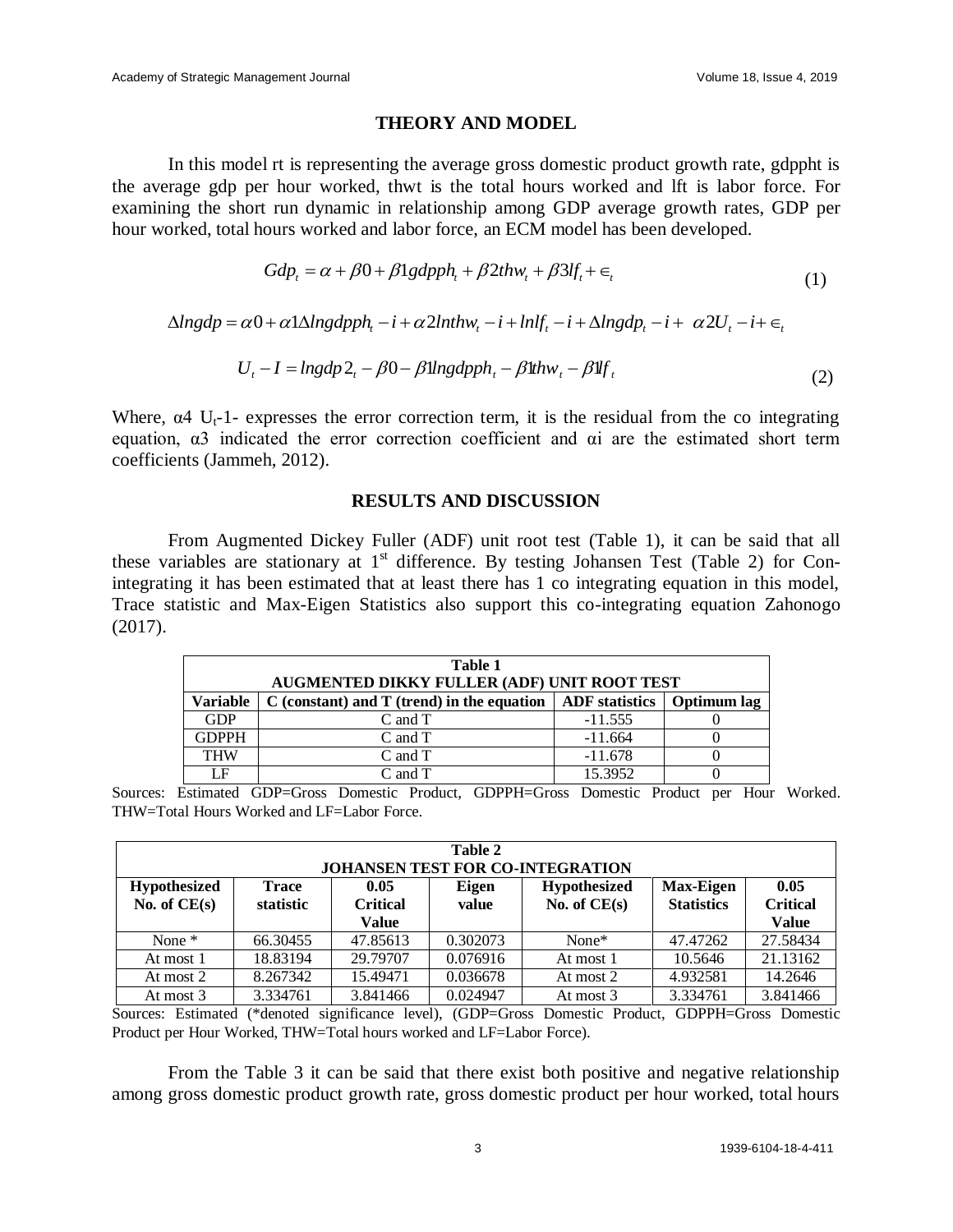## THEORY AND MODEL

In this model rt is representing the average gross domestic product growth rate, gdppht is the average gdp per hour worked, thwt is the total hours worked and lft is labor force. For examining the short run dynamic in relationship among GDP average growth rates, GDP per hour worked, total hours worked and labor force, an ECM model has been developed.

$$Gdp_t = \alpha + \beta 0 + \beta 1 gdpph_t + \beta 2 thw_t + \beta 3 lf_t + \in_t \tag{1}$$

$$\Delta lngdp = \alpha 0 + \alpha 1 \Delta lngdpph_t - i + \alpha 2 lnthw_t - i + lnlf_t - i + \Delta lngdp_t - i + \alpha 2 U_t - i + \in_t$$

$$U_t - I = lngdp 2_t - \beta 0 - \beta 1 lngdpph_t - \beta 1 thw_t - \beta 1 lf_t \tag{2}$$

Where, $\alpha 4$ $U_t$-1- expresses the error correction term, it is the residual from the co integrating equation, $\alpha 3$ indicated the error correction coefficient and $\alpha i$ are the estimated short term coefficients (Jammeh, 2012).

## RESULTS AND DISCUSSION

From Augmented Dickey Fuller (ADF) unit root test (Table 1), it can be said that all these variables are stationary at 1st difference. By testing Johansen Test (Table 2) for Con-integrating it has been estimated that at least there has 1 co integrating equation in this model, Trace statistic and Max-Eigen Statistics also support this co-integrating equation Zahonogo (2017).

**Table 1**
**AUGMENTED DIKKY FULLER (ADF) UNIT ROOT TEST**

| Variable | C (constant) and T (trend) in the equation | ADF statistics | Optimum lag |
|---|---|---|---|
| GDP | C and T | -11.555 | 0 |
| GDPPH | C and T | -11.664 | 0 |
| THW | C and T | -11.678 | 0 |
| LF | C and T | 15.3952 | 0 |

Sources: Estimated GDP=Gross Domestic Product, GDPPH=Gross Domestic Product per Hour Worked. THW=Total Hours Worked and LF=Labor Force.

**Table 2**
**JOHANSEN TEST FOR CO-INTEGRATION**

| Hypothesized No. of CE(s) | Trace statistic | 0.05 Critical Value | Eigen value | Hypothesized No. of CE(s) | Max-Eigen Statistics | 0.05 Critical Value |
|---|---|---|---|---|---|---|
| None * | 66.30455 | 47.85613 | 0.302073 | None* | 47.47262 | 27.58434 |
| At most 1 | 18.83194 | 29.79707 | 0.076916 | At most 1 | 10.5646 | 21.13162 |
| At most 2 | 8.267342 | 15.49471 | 0.036678 | At most 2 | 4.932581 | 14.2646 |
| At most 3 | 3.334761 | 3.841466 | 0.024947 | At most 3 | 3.334761 | 3.841466 |

Sources: Estimated (*denoted significance level), (GDP=Gross Domestic Product, GDPPH=Gross Domestic Product per Hour Worked, THW=Total hours worked and LF=Labor Force).

From the Table 3 it can be said that there exist both positive and negative relationship among gross domestic product growth rate, gross domestic product per hour worked, total hours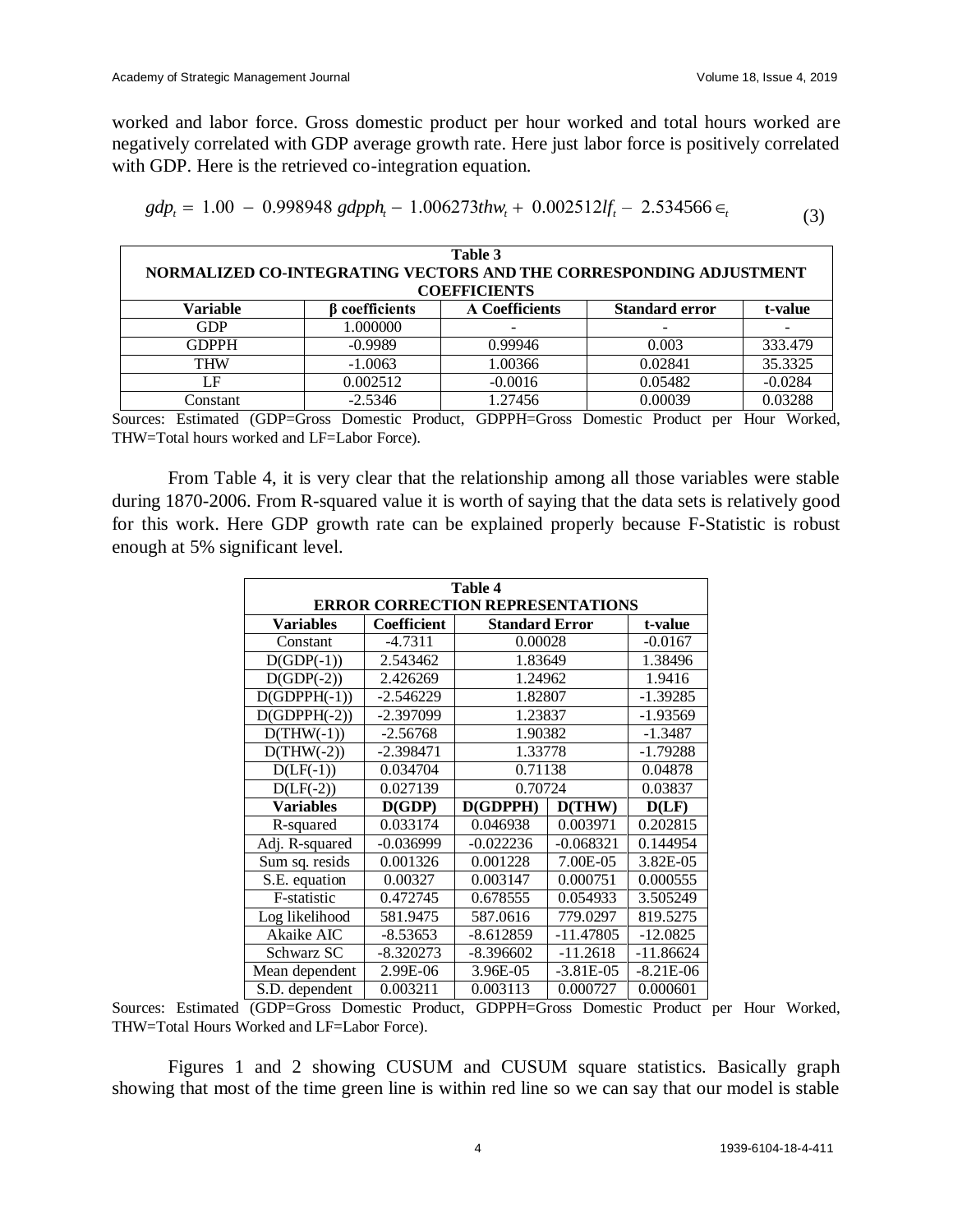worked and labor force. Gross domestic product per hour worked and total hours worked are negatively correlated with GDP average growth rate. Here just labor force is positively correlated with GDP. Here is the retrieved co-integration equation.

$$gdp_t = 1.00 - 0.998948\ gdpph_t - 1.006273thw_t + 0.002512lf_t - 2.534566 \in_t \tag{3}$$

**Table 3**
**NORMALIZED CO-INTEGRATING VECTORS AND THE CORRESPONDING ADJUSTMENT COEFFICIENTS**

| Variable | β coefficients | A Coefficients | Standard error | t-value |
|---|---|---|---|---|
| GDP | 1.000000 | - | - | - |
| GDPPH | -0.9989 | 0.99946 | 0.003 | 333.479 |
| THW | -1.0063 | 1.00366 | 0.02841 | 35.3325 |
| LF | 0.002512 | -0.0016 | 0.05482 | -0.0284 |
| Constant | -2.5346 | 1.27456 | 0.00039 | 0.03288 |

Sources: Estimated (GDP=Gross Domestic Product, GDPPH=Gross Domestic Product per Hour Worked, THW=Total hours worked and LF=Labor Force).

From Table 4, it is very clear that the relationship among all those variables were stable during 1870-2006. From R-squared value it is worth of saying that the data sets is relatively good for this work. Here GDP growth rate can be explained properly because F-Statistic is robust enough at 5% significant level.

**Table 4**
**ERROR CORRECTION REPRESENTATIONS**

| Variables | Coefficient | Standard Error | | t-value |
|---|---|---|---|---|
| Constant | -4.7311 | 0.00028 | | -0.0167 |
| D(GDP(-1)) | 2.543462 | 1.83649 | | 1.38496 |
| D(GDP(-2)) | 2.426269 | 1.24962 | | 1.9416 |
| D(GDPPH(-1)) | -2.546229 | 1.82807 | | -1.39285 |
| D(GDPPH(-2)) | -2.397099 | 1.23837 | | -1.93569 |
| D(THW(-1)) | -2.56768 | 1.90382 | | -1.3487 |
| D(THW(-2)) | -2.398471 | 1.33778 | | -1.79288 |
| D(LF(-1)) | 0.034704 | 0.71138 | | 0.04878 |
| D(LF(-2)) | 0.027139 | 0.70724 | | 0.03837 |
| **Variables** | **D(GDP)** | **D(GDPPH)** | **D(THW)** | **D(LF)** |
| R-squared | 0.033174 | 0.046938 | 0.003971 | 0.202815 |
| Adj. R-squared | -0.036999 | -0.022236 | -0.068321 | 0.144954 |
| Sum sq. resids | 0.001326 | 0.001228 | 7.00E-05 | 3.82E-05 |
| S.E. equation | 0.00327 | 0.003147 | 0.000751 | 0.000555 |
| F-statistic | 0.472745 | 0.678555 | 0.054933 | 3.505249 |
| Log likelihood | 581.9475 | 587.0616 | 779.0297 | 819.5275 |
| Akaike AIC | -8.53653 | -8.612859 | -11.47805 | -12.0825 |
| Schwarz SC | -8.320273 | -8.396602 | -11.2618 | -11.86624 |
| Mean dependent | 2.99E-06 | 3.96E-05 | -3.81E-05 | -8.21E-06 |
| S.D. dependent | 0.003211 | 0.003113 | 0.000727 | 0.000601 |

Sources: Estimated (GDP=Gross Domestic Product, GDPPH=Gross Domestic Product per Hour Worked, THW=Total Hours Worked and LF=Labor Force).

Figures 1 and 2 showing CUSUM and CUSUM square statistics. Basically graph showing that most of the time green line is within red line so we can say that our model is stable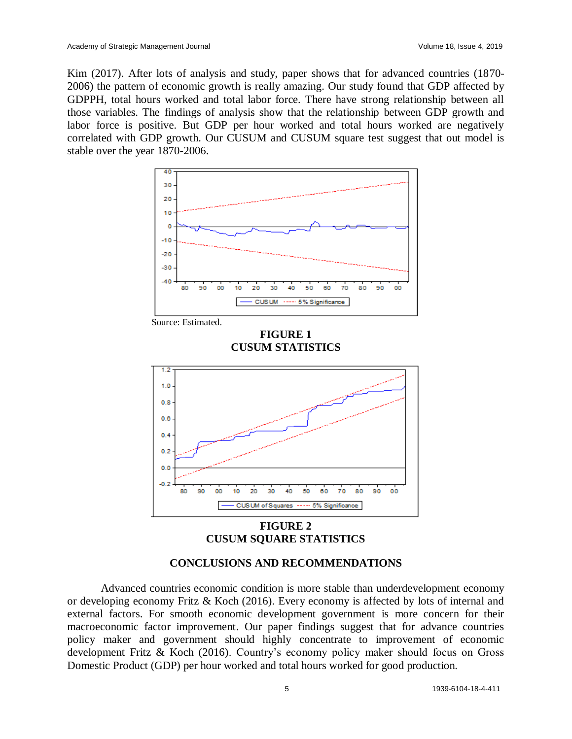Kim (2017). After lots of analysis and study, paper shows that for advanced countries (1870-2006) the pattern of economic growth is really amazing. Our study found that GDP affected by GDPPH, total hours worked and total labor force. There have strong relationship between all those variables. The findings of analysis show that the relationship between GDP growth and labor force is positive. But GDP per hour worked and total hours worked are negatively correlated with GDP growth. Our CUSUM and CUSUM square test suggest that out model is stable over the year 1870-2006.

Source: Estimated.

**FIGURE 1**
**CUSUM STATISTICS**

**FIGURE 2**
**CUSUM SQUARE STATISTICS**

## CONCLUSIONS AND RECOMMENDATIONS

Advanced countries economic condition is more stable than underdevelopment economy or developing economy Fritz & Koch (2016). Every economy is affected by lots of internal and external factors. For smooth economic development government is more concern for their macroeconomic factor improvement. Our paper findings suggest that for advance countries policy maker and government should highly concentrate to improvement of economic development Fritz & Koch (2016). Country's economy policy maker should focus on Gross Domestic Product (GDP) per hour worked and total hours worked for good production.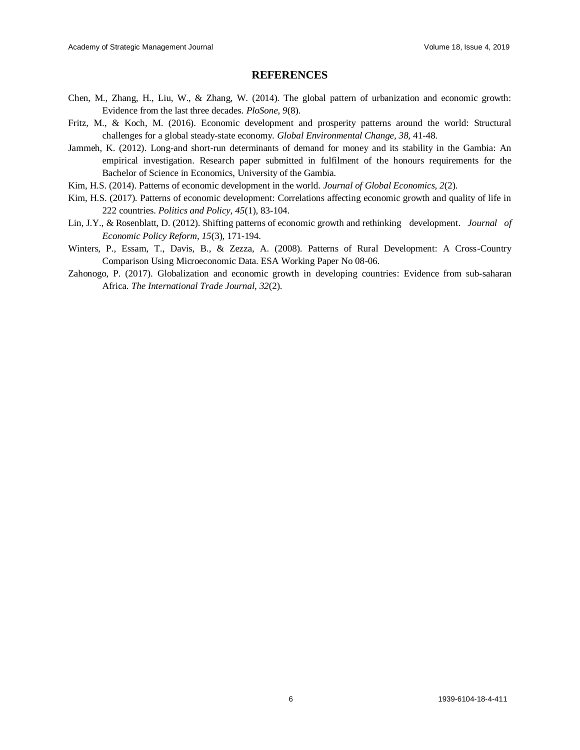## REFERENCES

Chen, M., Zhang, H., Liu, W., & Zhang, W. (2014). The global pattern of urbanization and economic growth: Evidence from the last three decades. *PloSone, 9*(8).

Fritz, M., & Koch, M. (2016). Economic development and prosperity patterns around the world: Structural challenges for a global steady-state economy. *Global Environmental Change, 38*, 41-48.

Jammeh, K. (2012). Long-and short-run determinants of demand for money and its stability in the Gambia: An empirical investigation. Research paper submitted in fulfilment of the honours requirements for the Bachelor of Science in Economics, University of the Gambia.

Kim, H.S. (2014). Patterns of economic development in the world. *Journal of Global Economics, 2*(2).

Kim, H.S. (2017). Patterns of economic development: Correlations affecting economic growth and quality of life in 222 countries. *Politics and Policy, 45*(1), 83-104.

Lin, J.Y., & Rosenblatt, D. (2012). Shifting patterns of economic growth and rethinking development. *Journal of Economic Policy Reform, 15*(3), 171-194.

Winters, P., Essam, T., Davis, B., & Zezza, A. (2008). Patterns of Rural Development: A Cross-Country Comparison Using Microeconomic Data. ESA Working Paper No 08-06.

Zahonogo, P. (2017). Globalization and economic growth in developing countries: Evidence from sub-saharan Africa. *The International Trade Journal, 32*(2).